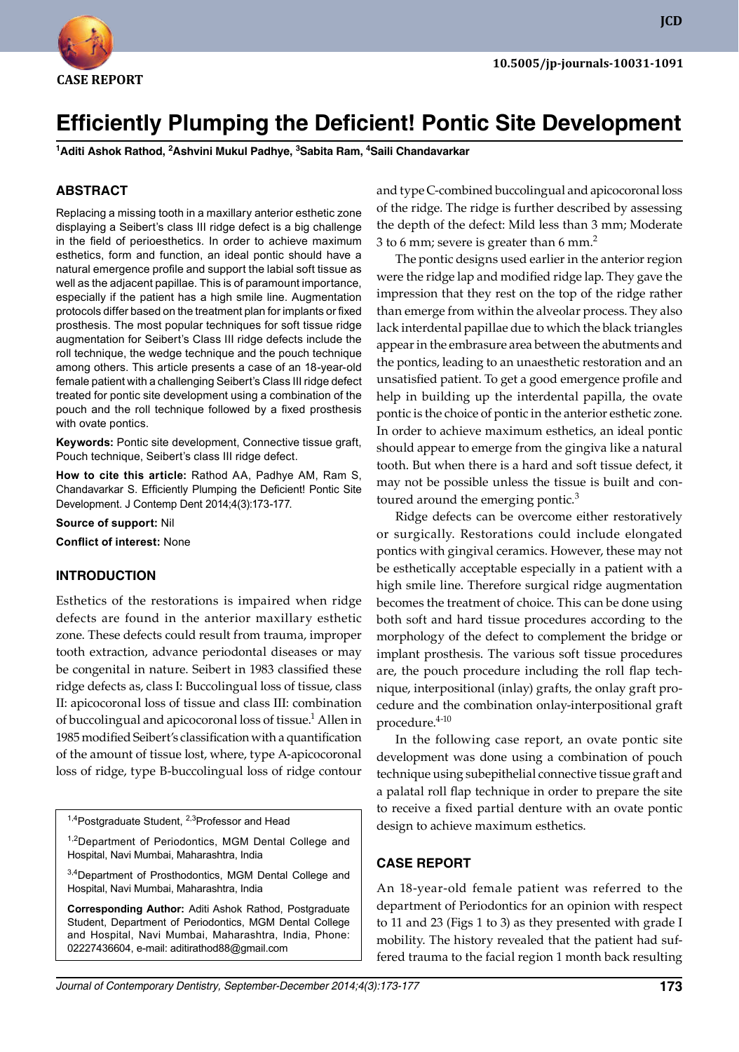CASE REPORT

10.5005/jp-journals-10031-1091

# Efficiently Plumping the Deficient! Pontic Site Development

**[1]Aditi Ashok Rathod, [2]Ashvini Mukul Padhye, [3]Sabita Ram, [4]Saili Chandavarkar**

## ABSTRACT

Replacing a missing tooth in a maxillary anterior esthetic zone displaying a Seibert's class III ridge defect is a big challenge in the field of perioesthetics. In order to achieve maximum esthetics, form and function, an ideal pontic should have a natural emergence profile and support the labial soft tissue as well as the adjacent papillae. This is of paramount importance, especially if the patient has a high smile line. Augmentation protocols differ based on the treatment plan for implants or fixed prosthesis. The most popular techniques for soft tissue ridge augmentation for Seibert's Class III ridge defects include the roll technique, the wedge technique and the pouch technique among others. This article presents a case of an 18-year-old female patient with a challenging Seibert's Class III ridge defect treated for pontic site development using a combination of the pouch and the roll technique followed by a fixed prosthesis with ovate pontics.

**Keywords:** Pontic site development, Connective tissue graft, Pouch technique, Seibert's class III ridge defect.

**How to cite this article:** Rathod AA, Padhye AM, Ram S, Chandavarkar S. Efficiently Plumping the Deficient! Pontic Site Development. J Contemp Dent 2014;4(3):173-177.

**Source of support:** Nil

**Conflict of interest:** None

## INTRODUCTION

Esthetics of the restorations is impaired when ridge defects are found in the anterior maxillary esthetic zone. These defects could result from trauma, improper tooth extraction, advance periodontal diseases or may be congenital in nature. Seibert in 1983 classified these ridge defects as, class I: Buccolingual loss of tissue, class II: apicocoronal loss of tissue and class III: combination of buccolingual and apicocoronal loss of tissue.[1] Allen in 1985 modified Seibert's classification with a quantification of the amount of tissue lost, where, type A-apicocoronal loss of ridge, type B-buccolingual loss of ridge contour and type C-combined buccolingual and apicocoronal loss of the ridge. The ridge is further described by assessing the depth of the defect: Mild less than 3 mm; Moderate 3 to 6 mm; severe is greater than 6 mm.[2]

The pontic designs used earlier in the anterior region were the ridge lap and modified ridge lap. They gave the impression that they rest on the top of the ridge rather than emerge from within the alveolar process. They also lack interdental papillae due to which the black triangles appear in the embrasure area between the abutments and the pontics, leading to an unaesthetic restoration and an unsatisfied patient. To get a good emergence profile and help in building up the interdental papilla, the ovate pontic is the choice of pontic in the anterior esthetic zone. In order to achieve maximum esthetics, an ideal pontic should appear to emerge from the gingiva like a natural tooth. But when there is a hard and soft tissue defect, it may not be possible unless the tissue is built and contoured around the emerging pontic.[3]

Ridge defects can be overcome either restoratively or surgically. Restorations could include elongated pontics with gingival ceramics. However, these may not be esthetically acceptable especially in a patient with a high smile line. Therefore surgical ridge augmentation becomes the treatment of choice. This can be done using both soft and hard tissue procedures according to the morphology of the defect to complement the bridge or implant prosthesis. The various soft tissue procedures are, the pouch procedure including the roll flap technique, interpositional (inlay) grafts, the onlay graft procedure and the combination onlay-interpositional graft procedure.[4-10]

In the following case report, an ovate pontic site development was done using a combination of pouch technique using subepithelial connective tissue graft and a palatal roll flap technique in order to prepare the site to receive a fixed partial denture with an ovate pontic design to achieve maximum esthetics.

## CASE REPORT

An 18-year-old female patient was referred to the department of Periodontics for an opinion with respect to 11 and 23 (Figs 1 to 3) as they presented with grade I mobility. The history revealed that the patient had suffered trauma to the facial region 1 month back resulting

---

[1,4]Postgraduate Student, [2,3]Professor and Head

[1,2]Department of Periodontics, MGM Dental College and Hospital, Navi Mumbai, Maharashtra, India

[3,4]Department of Prosthodontics, MGM Dental College and Hospital, Navi Mumbai, Maharashtra, India

**Corresponding Author:** Aditi Ashok Rathod, Postgraduate Student, Department of Periodontics, MGM Dental College and Hospital, Navi Mumbai, Maharashtra, India, Phone: 02227436604, e-mail: aditirathod88@gmail.com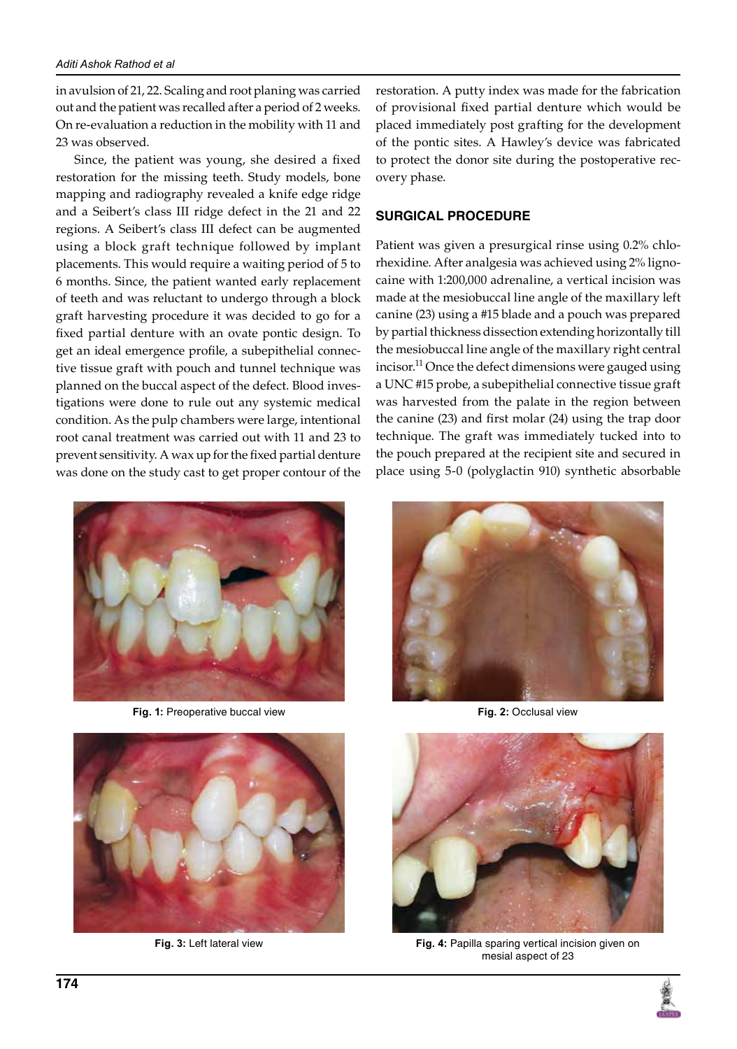in avulsion of 21, 22. Scaling and root planing was carried out and the patient was recalled after a period of 2 weeks. On re-evaluation a reduction in the mobility with 11 and 23 was observed.

Since, the patient was young, she desired a fixed restoration for the missing teeth. Study models, bone mapping and radiography revealed a knife edge ridge and a Seibert's class III ridge defect in the 21 and 22 regions. A Seibert's class III defect can be augmented using a block graft technique followed by implant placements. This would require a waiting period of 5 to 6 months. Since, the patient wanted early replacement of teeth and was reluctant to undergo through a block graft harvesting procedure it was decided to go for a fixed partial denture with an ovate pontic design. To get an ideal emergence profile, a subepithelial connective tissue graft with pouch and tunnel technique was planned on the buccal aspect of the defect. Blood investigations were done to rule out any systemic medical condition. As the pulp chambers were large, intentional root canal treatment was carried out with 11 and 23 to prevent sensitivity. A wax up for the fixed partial denture was done on the study cast to get proper contour of the restoration. A putty index was made for the fabrication of provisional fixed partial denture which would be placed immediately post grafting for the development of the pontic sites. A Hawley's device was fabricated to protect the donor site during the postoperative recovery phase.

## SURGICAL PROCEDURE

Patient was given a presurgical rinse using 0.2% chlorhexidine. After analgesia was achieved using 2% lignocaine with 1:200,000 adrenaline, a vertical incision was made at the mesiobuccal line angle of the maxillary left canine (23) using a #15 blade and a pouch was prepared by partial thickness dissection extending horizontally till the mesiobuccal line angle of the maxillary right central incisor.[11] Once the defect dimensions were gauged using a UNC #15 probe, a subepithelial connective tissue graft was harvested from the palate in the region between the canine (23) and first molar (24) using the trap door technique. The graft was immediately tucked into to the pouch prepared at the recipient site and secured in place using 5-0 (polyglactin 910) synthetic absorbable

**Fig. 1:** Preoperative buccal view

**Fig. 2:** Occlusal view

**Fig. 3:** Left lateral view

**Fig. 4:** Papilla sparing vertical incision given on mesial aspect of 23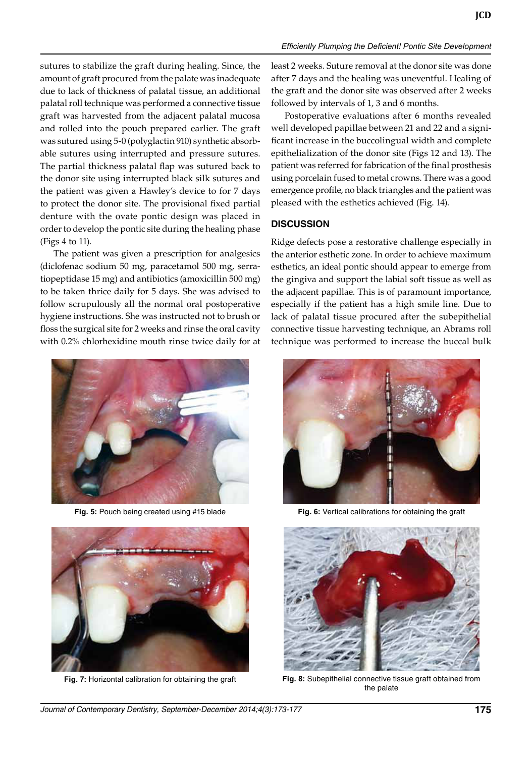sutures to stabilize the graft during healing. Since, the amount of graft procured from the palate was inadequate due to lack of thickness of palatal tissue, an additional palatal roll technique was performed a connective tissue graft was harvested from the adjacent palatal mucosa and rolled into the pouch prepared earlier. The graft was sutured using 5-0 (polyglactin 910) synthetic absorbable sutures using interrupted and pressure sutures. The partial thickness palatal flap was sutured back to the donor site using interrupted black silk sutures and the patient was given a Hawley's device to for 7 days to protect the donor site. The provisional fixed partial denture with the ovate pontic design was placed in order to develop the pontic site during the healing phase (Figs 4 to 11).

The patient was given a prescription for analgesics (diclofenac sodium 50 mg, paracetamol 500 mg, serratiopeptidase 15 mg) and antibiotics (amoxicillin 500 mg) to be taken thrice daily for 5 days. She was advised to follow scrupulously all the normal oral postoperative hygiene instructions. She was instructed not to brush or floss the surgical site for 2 weeks and rinse the oral cavity with 0.2% chlorhexidine mouth rinse twice daily for at least 2 weeks. Suture removal at the donor site was done after 7 days and the healing was uneventful. Healing of the graft and the donor site was observed after 2 weeks followed by intervals of 1, 3 and 6 months.

Postoperative evaluations after 6 months revealed well developed papillae between 21 and 22 and a significant increase in the buccolingual width and complete epithelialization of the donor site (Figs 12 and 13). The patient was referred for fabrication of the final prosthesis using porcelain fused to metal crowns. There was a good emergence profile, no black triangles and the patient was pleased with the esthetics achieved (Fig. 14).

## DISCUSSION

Ridge defects pose a restorative challenge especially in the anterior esthetic zone. In order to achieve maximum esthetics, an ideal pontic should appear to emerge from the gingiva and support the labial soft tissue as well as the adjacent papillae. This is of paramount importance, especially if the patient has a high smile line. Due to lack of palatal tissue procured after the subepithelial connective tissue harvesting technique, an Abrams roll technique was performed to increase the buccal bulk

**Fig. 5:** Pouch being created using #15 blade

**Fig. 6:** Vertical calibrations for obtaining the graft

**Fig. 7:** Horizontal calibration for obtaining the graft

**Fig. 8:** Subepithelial connective tissue graft obtained from the palate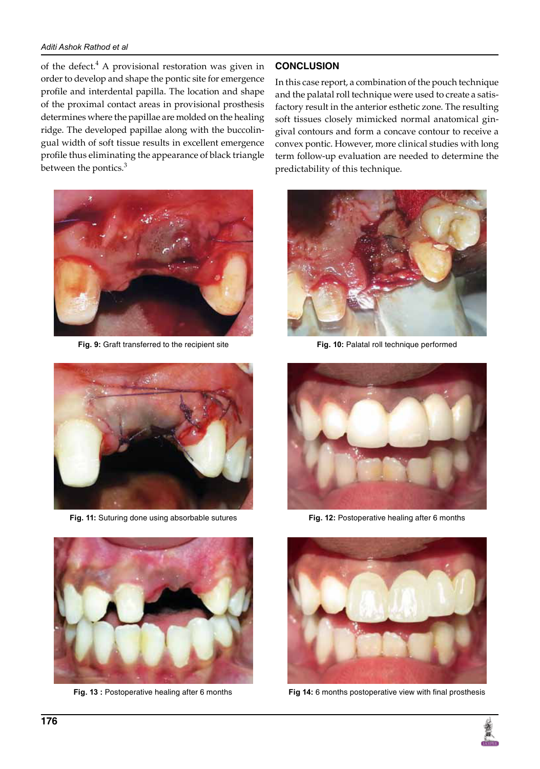of the defect.[4] A provisional restoration was given in order to develop and shape the pontic site for emergence profile and interdental papilla. The location and shape of the proximal contact areas in provisional prosthesis determines where the papillae are molded on the healing ridge. The developed papillae along with the buccolingual width of soft tissue results in excellent emergence profile thus eliminating the appearance of black triangle between the pontics.[3]

## CONCLUSION

In this case report, a combination of the pouch technique and the palatal roll technique were used to create a satisfactory result in the anterior esthetic zone. The resulting soft tissues closely mimicked normal anatomical gingival contours and form a concave contour to receive a convex pontic. However, more clinical studies with long term follow-up evaluation are needed to determine the predictability of this technique.

**Fig. 9:** Graft transferred to the recipient site

**Fig. 10:** Palatal roll technique performed

**Fig. 11:** Suturing done using absorbable sutures

**Fig. 12:** Postoperative healing after 6 months

**Fig. 13 :** Postoperative healing after 6 months

**Fig 14:** 6 months postoperative view with final prosthesis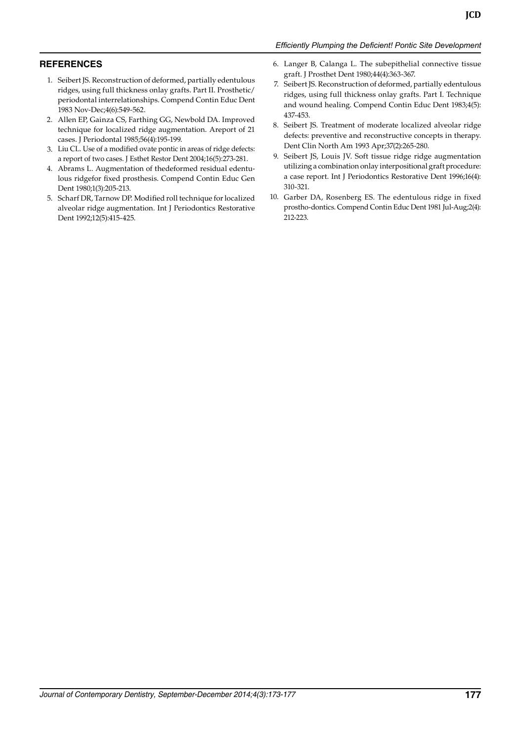## REFERENCES

1. Seibert JS. Reconstruction of deformed, partially edentulous ridges, using full thickness onlay grafts. Part II. Prosthetic/periodontal interrelationships. Compend Contin Educ Dent 1983 Nov-Dec;4(6):549-562.
2. Allen EP, Gainza CS, Farthing GG, Newbold DA. Improved technique for localized ridge augmentation. Areport of 21 cases. J Periodontal 1985;56(4):195-199.
3. Liu CL. Use of a modified ovate pontic in areas of ridge defects: a report of two cases. J Esthet Restor Dent 2004;16(5):273-281.
4. Abrams L. Augmentation of thedeformed residual edentulous ridgefor fixed prosthesis. Compend Contin Educ Gen Dent 1980;1(3):205-213.
5. Scharf DR, Tarnow DP. Modified roll technique for localized alveolar ridge augmentation. Int J Periodontics Restorative Dent 1992;12(5):415-425.
6. Langer B, Calanga L. The subepithelial connective tissue graft. J Prosthet Dent 1980;44(4):363-367.
7. Seibert JS. Reconstruction of deformed, partially edentulous ridges, using full thickness onlay grafts. Part I. Technique and wound healing. Compend Contin Educ Dent 1983;4(5): 437-453.
8. Seibert JS. Treatment of moderate localized alveolar ridge defects: preventive and reconstructive concepts in therapy. Dent Clin North Am 1993 Apr;37(2):265-280.
9. Seibert JS, Louis JV. Soft tissue ridge ridge augmentation utilizing a combination onlay interpositional graft procedure: a case report. Int J Periodontics Restorative Dent 1996;16(4): 310-321.
10. Garber DA, Rosenberg ES. The edentulous ridge in fixed prostho-dontics. Compend Contin Educ Dent 1981 Jul-Aug;2(4): 212-223.